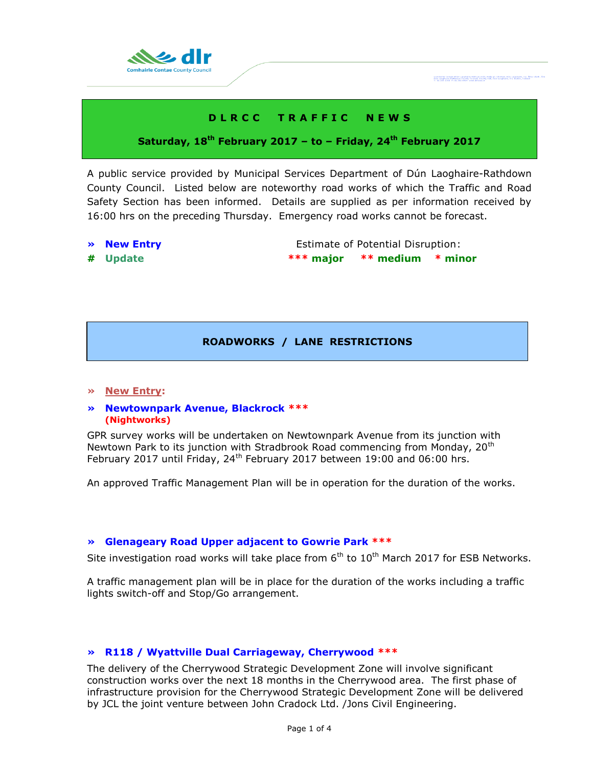# D L R C C   T R A F F I C   N E W S

**Saturday, 18th February 2017 – to – Friday, 24th February 2017**

A public service provided by Municipal Services Department of Dún Laoghaire-Rathdown County Council. Listed below are noteworthy road works of which the Traffic and Road Safety Section has been informed. Details are supplied as per information received by 16:00 hrs on the preceding Thursday. Emergency road works cannot be forecast.

**»** **New Entry**
**#** **Update**

Estimate of Potential Disruption:
**\*\*\* major** **\*\* medium** **\* minor**

## ROADWORKS / LANE RESTRICTIONS

**»** **New Entry:**

### » Newtownpark Avenue, Blackrock ***
**(Nightworks)**

GPR survey works will be undertaken on Newtownpark Avenue from its junction with Newtown Park to its junction with Stradbrook Road commencing from Monday, 20th February 2017 until Friday, 24th February 2017 between 19:00 and 06:00 hrs.

An approved Traffic Management Plan will be in operation for the duration of the works.

### » Glenageary Road Upper adjacent to Gowrie Park ***

Site investigation road works will take place from 6th to 10th March 2017 for ESB Networks.

A traffic management plan will be in place for the duration of the works including a traffic lights switch-off and Stop/Go arrangement.

### » R118 / Wyattville Dual Carriageway, Cherrywood ***

The delivery of the Cherrywood Strategic Development Zone will involve significant construction works over the next 18 months in the Cherrywood area. The first phase of infrastructure provision for the Cherrywood Strategic Development Zone will be delivered by JCL the joint venture between John Cradock Ltd. /Jons Civil Engineering.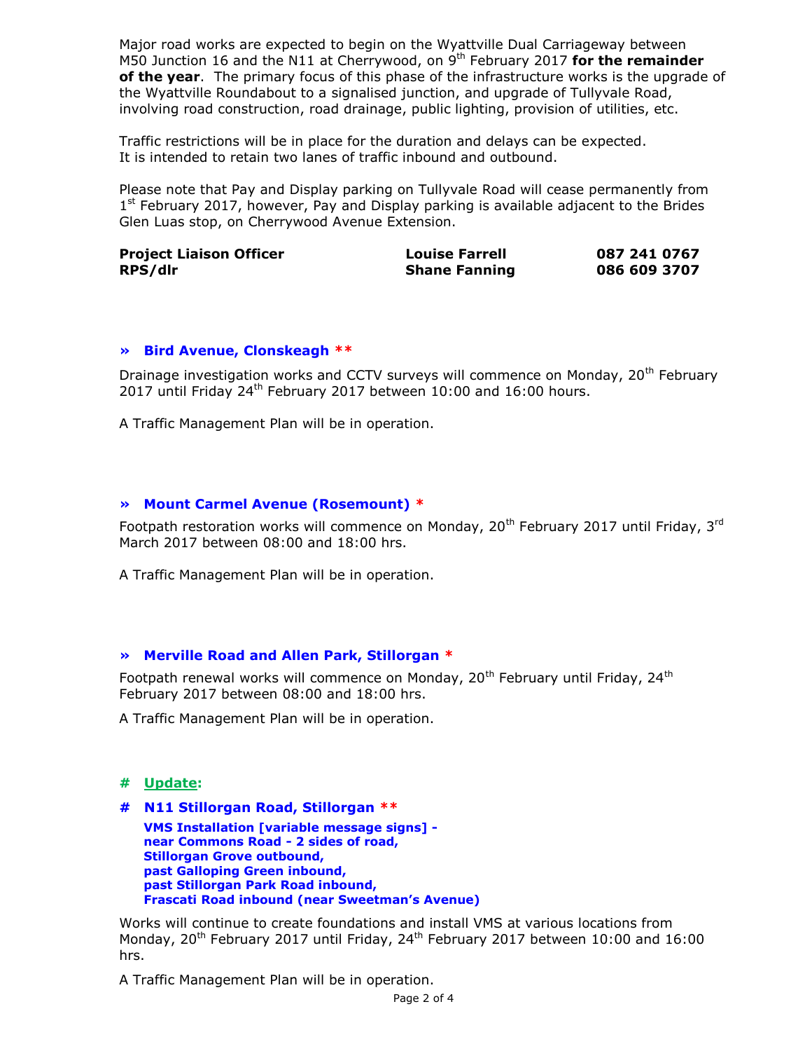Major road works are expected to begin on the Wyattville Dual Carriageway between M50 Junction 16 and the N11 at Cherrywood, on 9th February 2017 **for the remainder of the year**. The primary focus of this phase of the infrastructure works is the upgrade of the Wyattville Roundabout to a signalised junction, and upgrade of Tullyvale Road, involving road construction, road drainage, public lighting, provision of utilities, etc.

Traffic restrictions will be in place for the duration and delays can be expected. It is intended to retain two lanes of traffic inbound and outbound.

Please note that Pay and Display parking on Tullyvale Road will cease permanently from 1st February 2017, however, Pay and Display parking is available adjacent to the Brides Glen Luas stop, on Cherrywood Avenue Extension.

| | | |
|---|---|---|
| **Project Liaison Officer** | **Louise Farrell** | **087 241 0767** |
| **RPS/dlr** | **Shane Fanning** | **086 609 3707** |

### » Bird Avenue, Clonskeagh **

Drainage investigation works and CCTV surveys will commence on Monday, 20th February 2017 until Friday 24th February 2017 between 10:00 and 16:00 hours.

A Traffic Management Plan will be in operation.

### » Mount Carmel Avenue (Rosemount) *

Footpath restoration works will commence on Monday, 20th February 2017 until Friday, 3rd March 2017 between 08:00 and 18:00 hrs.

A Traffic Management Plan will be in operation.

### » Merville Road and Allen Park, Stillorgan *

Footpath renewal works will commence on Monday, 20th February until Friday, 24th February 2017 between 08:00 and 18:00 hrs.

A Traffic Management Plan will be in operation.

### # Update:

### # N11 Stillorgan Road, Stillorgan **

**VMS Installation [variable message signs] -**
**near Commons Road - 2 sides of road,**
**Stillorgan Grove outbound,**
**past Galloping Green inbound,**
**past Stillorgan Park Road inbound,**
**Frascati Road inbound (near Sweetman's Avenue)**

Works will continue to create foundations and install VMS at various locations from Monday, 20th February 2017 until Friday, 24th February 2017 between 10:00 and 16:00 hrs.

A Traffic Management Plan will be in operation.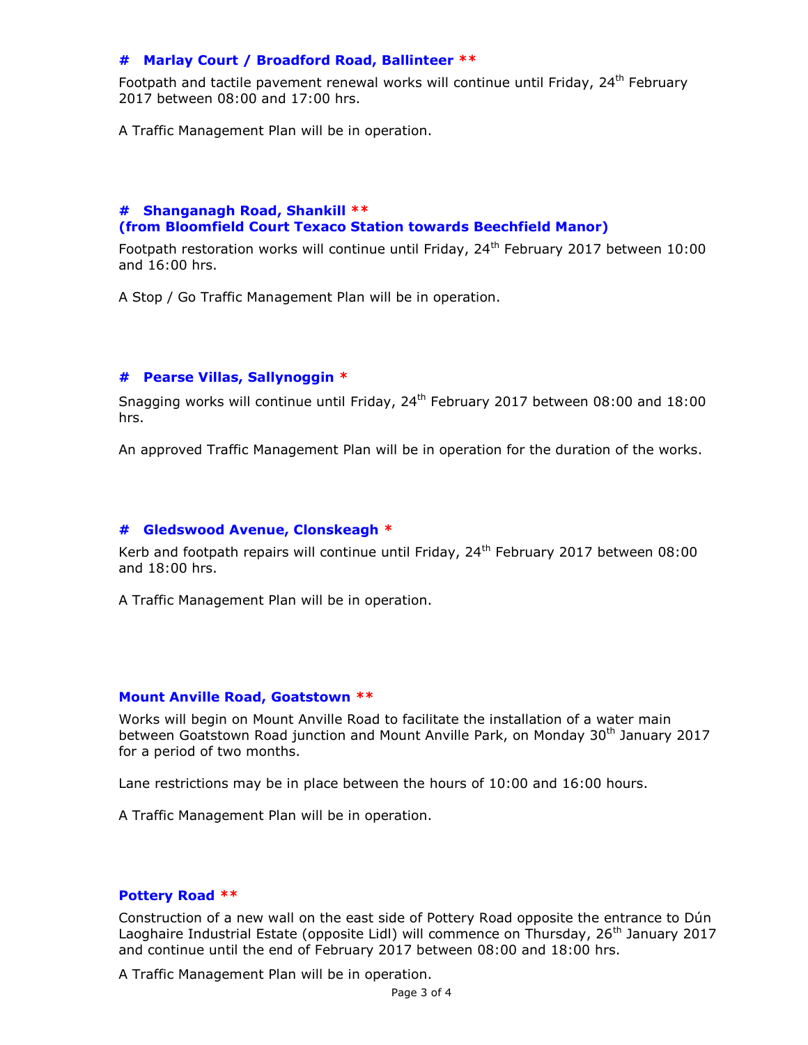### # Marlay Court / Broadford Road, Ballinteer **

Footpath and tactile pavement renewal works will continue until Friday, 24th February 2017 between 08:00 and 17:00 hrs.

A Traffic Management Plan will be in operation.

### # Shanganagh Road, Shankill ** (from Bloomfield Court Texaco Station towards Beechfield Manor)

Footpath restoration works will continue until Friday, 24th February 2017 between 10:00 and 16:00 hrs.

A Stop / Go Traffic Management Plan will be in operation.

### # Pearse Villas, Sallynoggin *

Snagging works will continue until Friday, 24th February 2017 between 08:00 and 18:00 hrs.

An approved Traffic Management Plan will be in operation for the duration of the works.

### # Gledswood Avenue, Clonskeagh *

Kerb and footpath repairs will continue until Friday, 24th February 2017 between 08:00 and 18:00 hrs.

A Traffic Management Plan will be in operation.

### Mount Anville Road, Goatstown **

Works will begin on Mount Anville Road to facilitate the installation of a water main between Goatstown Road junction and Mount Anville Park, on Monday 30th January 2017 for a period of two months.

Lane restrictions may be in place between the hours of 10:00 and 16:00 hours.

A Traffic Management Plan will be in operation.

### Pottery Road **

Construction of a new wall on the east side of Pottery Road opposite the entrance to Dún Laoghaire Industrial Estate (opposite Lidl) will commence on Thursday, 26th January 2017 and continue until the end of February 2017 between 08:00 and 18:00 hrs.

A Traffic Management Plan will be in operation.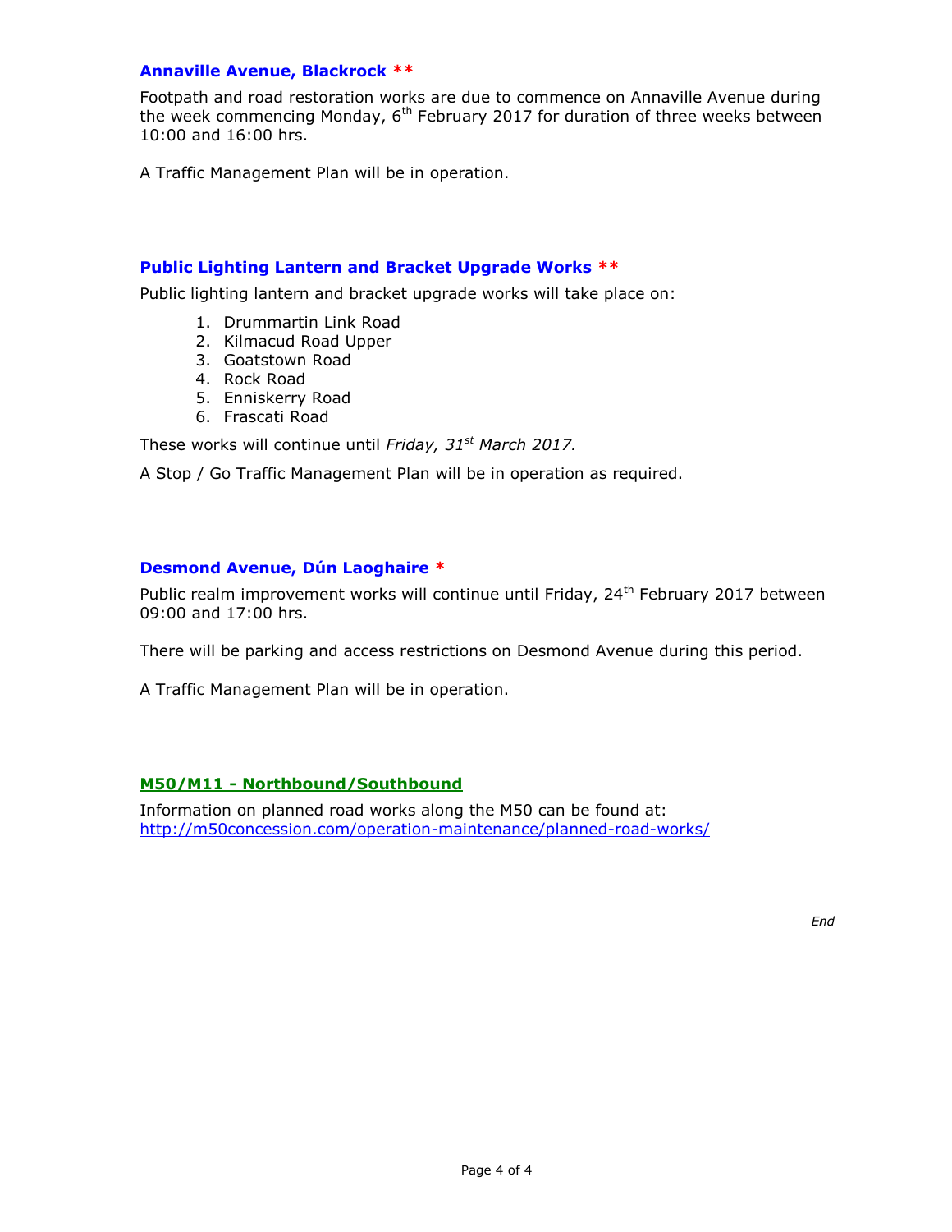### Annaville Avenue, Blackrock **

Footpath and road restoration works are due to commence on Annaville Avenue during the week commencing Monday, 6th February 2017 for duration of three weeks between 10:00 and 16:00 hrs.

A Traffic Management Plan will be in operation.

### Public Lighting Lantern and Bracket Upgrade Works **

Public lighting lantern and bracket upgrade works will take place on:

1. Drummartin Link Road
2. Kilmacud Road Upper
3. Goatstown Road
4. Rock Road
5. Enniskerry Road
6. Frascati Road

These works will continue until *Friday, 31st March 2017.*

A Stop / Go Traffic Management Plan will be in operation as required.

### Desmond Avenue, Dún Laoghaire *

Public realm improvement works will continue until Friday, 24th February 2017 between 09:00 and 17:00 hrs.

There will be parking and access restrictions on Desmond Avenue during this period.

A Traffic Management Plan will be in operation.

### M50/M11 - Northbound/Southbound

Information on planned road works along the M50 can be found at: http://m50concession.com/operation-maintenance/planned-road-works/

*End*